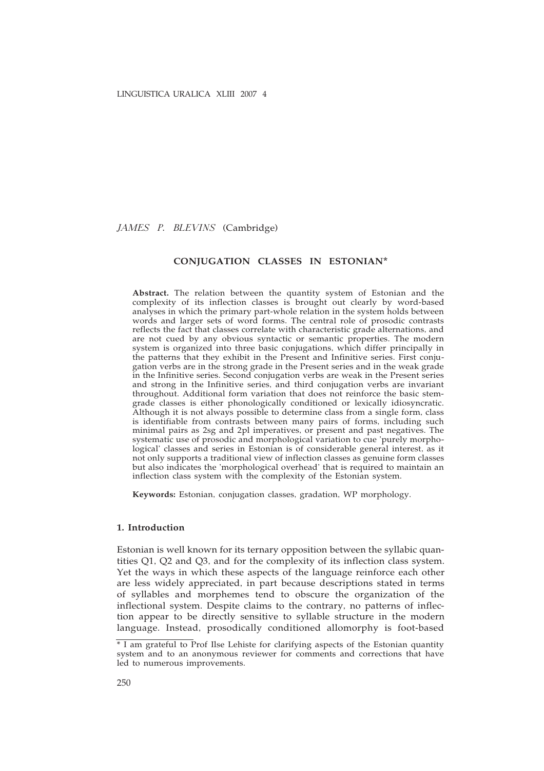*JAMES P. BLEVINS* (Cambridge)

# CONJUGATION CLASSES IN ESTONIAN*

**Abstract.** The relation between the quantity system of Estonian and the complexity of its inflection classes is brought out clearly by word-based analyses in which the primary part-whole relation in the system holds between words and larger sets of word forms. The central role of prosodic contrasts reflects the fact that classes correlate with characteristic grade alternations, and are not cued by any obvious syntactic or semantic properties. The modern system is organized into three basic conjugations, which differ principally in the patterns that they exhibit in the Present and Infinitive series. First conjugation verbs are in the strong grade in the Present series and in the weak grade in the Infinitive series. Second conjugation verbs are weak in the Present series and strong in the Infinitive series, and third conjugation verbs are invariant throughout. Additional form variation that does not reinforce the basic stem-grade classes is either phonologically conditioned or lexically idiosyncratic. Although it is not always possible to determine class from a single form, class is identifiable from contrasts between many pairs of forms, including such minimal pairs as 2sg and 2pl imperatives, or present and past negatives. The systematic use of prosodic and morphological variation to cue 'purely morphological' classes and series in Estonian is of considerable general interest, as it not only supports a traditional view of inflection classes as genuine form classes but also indicates the 'morphological overhead' that is required to maintain an inflection class system with the complexity of the Estonian system.

**Keywords:** Estonian, conjugation classes, gradation, WP morphology.

## 1. Introduction

Estonian is well known for its ternary opposition between the syllabic quantities Q1, Q2 and Q3, and for the complexity of its inflection class system. Yet the ways in which these aspects of the language reinforce each other are less widely appreciated, in part because descriptions stated in terms of syllables and morphemes tend to obscure the organization of the inflectional system. Despite claims to the contrary, no patterns of inflection appear to be directly sensitive to syllable structure in the modern language. Instead, prosodically conditioned allomorphy is foot-based

* I am grateful to Prof Ilse Lehiste for clarifying aspects of the Estonian quantity system and to an anonymous reviewer for comments and corrections that have led to numerous improvements.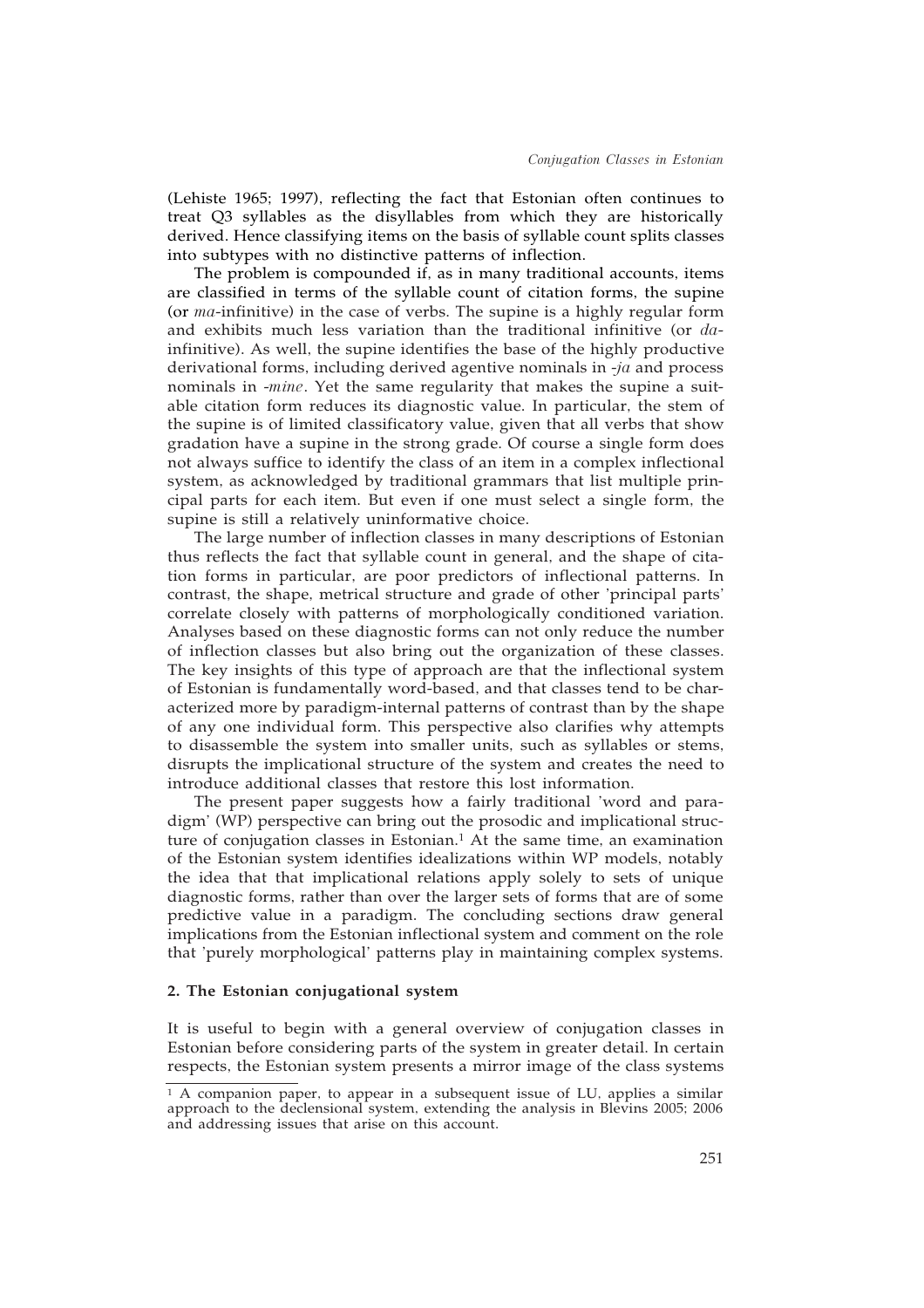(Lehiste 1965; 1997), reflecting the fact that Estonian often continues to treat Q3 syllables as the disyllables from which they are historically derived. Hence classifying items on the basis of syllable count splits classes into subtypes with no distinctive patterns of inflection.

The problem is compounded if, as in many traditional accounts, items are classified in terms of the syllable count of citation forms, the supine (or *ma*-infinitive) in the case of verbs. The supine is a highly regular form and exhibits much less variation than the traditional infinitive (or *da*-infinitive). As well, the supine identifies the base of the highly productive derivational forms, including derived agentive nominals in *-ja* and process nominals in *-mine*. Yet the same regularity that makes the supine a suitable citation form reduces its diagnostic value. In particular, the stem of the supine is of limited classificatory value, given that all verbs that show gradation have a supine in the strong grade. Of course a single form does not always suffice to identify the class of an item in a complex inflectional system, as acknowledged by traditional grammars that list multiple principal parts for each item. But even if one must select a single form, the supine is still a relatively uninformative choice.

The large number of inflection classes in many descriptions of Estonian thus reflects the fact that syllable count in general, and the shape of citation forms in particular, are poor predictors of inflectional patterns. In contrast, the shape, metrical structure and grade of other 'principal parts' correlate closely with patterns of morphologically conditioned variation. Analyses based on these diagnostic forms can not only reduce the number of inflection classes but also bring out the organization of these classes. The key insights of this type of approach are that the inflectional system of Estonian is fundamentally word-based, and that classes tend to be characterized more by paradigm-internal patterns of contrast than by the shape of any one individual form. This perspective also clarifies why attempts to disassemble the system into smaller units, such as syllables or stems, disrupts the implicational structure of the system and creates the need to introduce additional classes that restore this lost information.

The present paper suggests how a fairly traditional 'word and paradigm' (WP) perspective can bring out the prosodic and implicational structure of conjugation classes in Estonian.[1] At the same time, an examination of the Estonian system identifies idealizations within WP models, notably the idea that that implicational relations apply solely to sets of unique diagnostic forms, rather than over the larger sets of forms that are of some predictive value in a paradigm. The concluding sections draw general implications from the Estonian inflectional system and comment on the role that 'purely morphological' patterns play in maintaining complex systems.

## 2. The Estonian conjugational system

It is useful to begin with a general overview of conjugation classes in Estonian before considering parts of the system in greater detail. In certain respects, the Estonian system presents a mirror image of the class systems

[1] A companion paper, to appear in a subsequent issue of LU, applies a similar approach to the declensional system, extending the analysis in Blevins 2005; 2006 and addressing issues that arise on this account.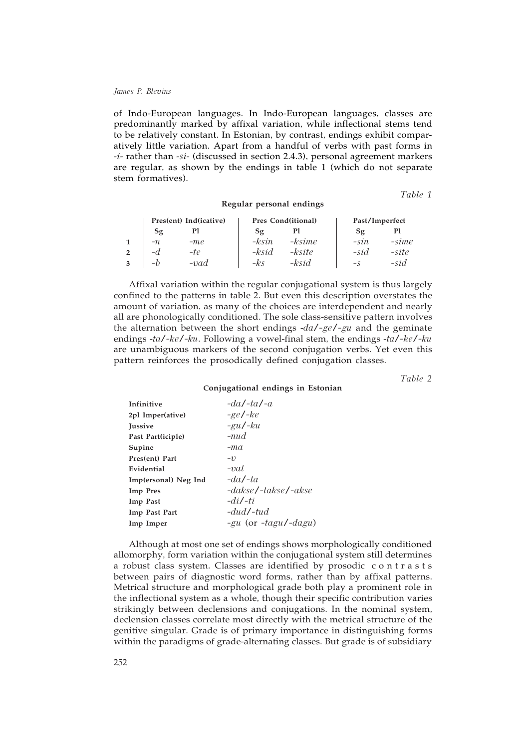of Indo-European languages. In Indo-European languages, classes are predominantly marked by affixal variation, while inflectional stems tend to be relatively constant. In Estonian, by contrast, endings exhibit comparatively little variation. Apart from a handful of verbs with past forms in *-i-* rather than *-si-* (discussed in section 2.4.3), personal agreement markers are regular, as shown by the endings in table 1 (which do not separate stem formatives).

*Table 1*

**Regular personal endings**

| | Pres(ent) Ind(icative) | | Pres Cond(itional) | | Past/Imperfect | |
|---|---|---|---|---|---|---|
| | **Sg** | **Pl** | **Sg** | **Pl** | **Sg** | **Pl** |
| **1** | *-n* | *-me* | *-ksin* | *-ksime* | *-sin* | *-sime* |
| **2** | *-d* | *-te* | *-ksid* | *-ksite* | *-sid* | *-site* |
| **3** | *-b* | *-vad* | *-ks* | *-ksid* | *-s* | *-sid* |

Affixal variation within the regular conjugational system is thus largely confined to the patterns in table 2. But even this description overstates the amount of variation, as many of the choices are interdependent and nearly all are phonologically conditioned. The sole class-sensitive pattern involves the alternation between the short endings *-da*/*-ge*/*-gu* and the geminate endings *-ta*/*-ke*/*-ku*. Following a vowel-final stem, the endings *-ta*/*-ke*/*-ku* are unambiguous markers of the second conjugation verbs. Yet even this pattern reinforces the prosodically defined conjugation classes.

*Table 2*

**Conjugational endings in Estonian**

| | |
|---|---|
| **Infinitive** | *-da*/*-ta*/*-a* |
| **2pl Imper(ative)** | *-ge*/*-ke* |
| **Jussive** | *-gu*/*-ku* |
| **Past Part(iciple)** | *-nud* |
| **Supine** | *-ma* |
| **Pres(ent) Part** | *-v* |
| **Evidential** | *-vat* |
| **Imp(ersonal) Neg Ind** | *-da*/*-ta* |
| **Imp Pres** | *-dakse*/*-takse*/*-akse* |
| **Imp Past** | *-di*/*-ti* |
| **Imp Past Part** | *-dud*/*-tud* |
| **Imp Imper** | *-gu* (or *-tagu*/*-dagu*) |

Although at most one set of endings shows morphologically conditioned allomorphy, form variation within the conjugational system still determines a robust class system. Classes are identified by prosodic contrasts between pairs of diagnostic word forms, rather than by affixal patterns. Metrical structure and morphological grade both play a prominent role in the inflectional system as a whole, though their specific contribution varies strikingly between declensions and conjugations. In the nominal system, declension classes correlate most directly with the metrical structure of the genitive singular. Grade is of primary importance in distinguishing forms within the paradigms of grade-alternating classes. But grade is of subsidiary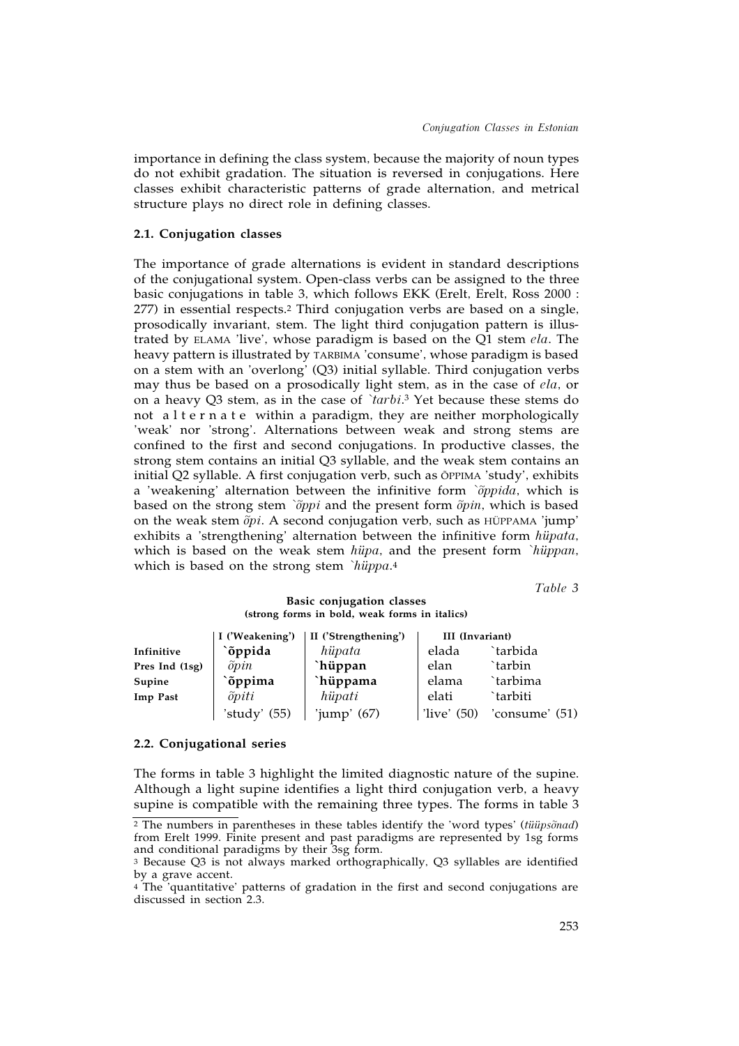importance in defining the class system, because the majority of noun types do not exhibit gradation. The situation is reversed in conjugations. Here classes exhibit characteristic patterns of grade alternation, and metrical structure plays no direct role in defining classes.

### 2.1. Conjugation classes

The importance of grade alternations is evident in standard descriptions of the conjugational system. Open-class verbs can be assigned to the three basic conjugations in table 3, which follows EKK (Erelt, Erelt, Ross 2000 : 277) in essential respects.[2] Third conjugation verbs are based on a single, prosodically invariant, stem. The light third conjugation pattern is illustrated by ELAMA 'live', whose paradigm is based on the Q1 stem *ela*. The heavy pattern is illustrated by TARBIMA 'consume', whose paradigm is based on a stem with an 'overlong' (Q3) initial syllable. Third conjugation verbs may thus be based on a prosodically light stem, as in the case of *ela*, or on a heavy Q3 stem, as in the case of *`tarbi*.[3] Yet because these stems do not alternate within a paradigm, they are neither morphologically 'weak' nor 'strong'. Alternations between weak and strong stems are confined to the first and second conjugations. In productive classes, the strong stem contains an initial Q3 syllable, and the weak stem contains an initial Q2 syllable. A first conjugation verb, such as ÕPPIMA 'study', exhibits a 'weakening' alternation between the infinitive form *`õppida*, which is based on the strong stem *`õppi* and the present form *õpin*, which is based on the weak stem *õpi*. A second conjugation verb, such as HÜPPAMA 'jump' exhibits a 'strengthening' alternation between the infinitive form *hüpata*, which is based on the weak stem *hüpa*, and the present form *`hüppan*, which is based on the strong stem *`hüppa*.[4]

Table 3

**Basic conjugation classes**
**(strong forms in bold, weak forms in italics)**

| | I ('Weakening') | II ('Strengthening') | III (Invariant) | |
|---|---|---|---|---|
| **Infinitive** | **`õppida** | *hüpata* | elada | `tarbida |
| **Pres Ind (1sg)** | *õpin* | **`hüppan** | elan | `tarbin |
| **Supine** | **`õppima** | **`hüppama** | elama | `tarbima |
| **Imp Past** | *õpiti* | *hüpati* | elati | `tarbiti |
| | 'study' (55) | 'jump' (67) | 'live' (50) | 'consume' (51) |

### 2.2. Conjugational series

The forms in table 3 highlight the limited diagnostic nature of the supine. Although a light supine identifies a light third conjugation verb, a heavy supine is compatible with the remaining three types. The forms in table 3

[2] The numbers in parentheses in these tables identify the 'word types' (*tüüpsõnad*) from Erelt 1999. Finite present and past paradigms are represented by 1sg forms and conditional paradigms by their 3sg form.

[3] Because Q3 is not always marked orthographically, Q3 syllables are identified by a grave accent.

[4] The 'quantitative' patterns of gradation in the first and second conjugations are discussed in section 2.3.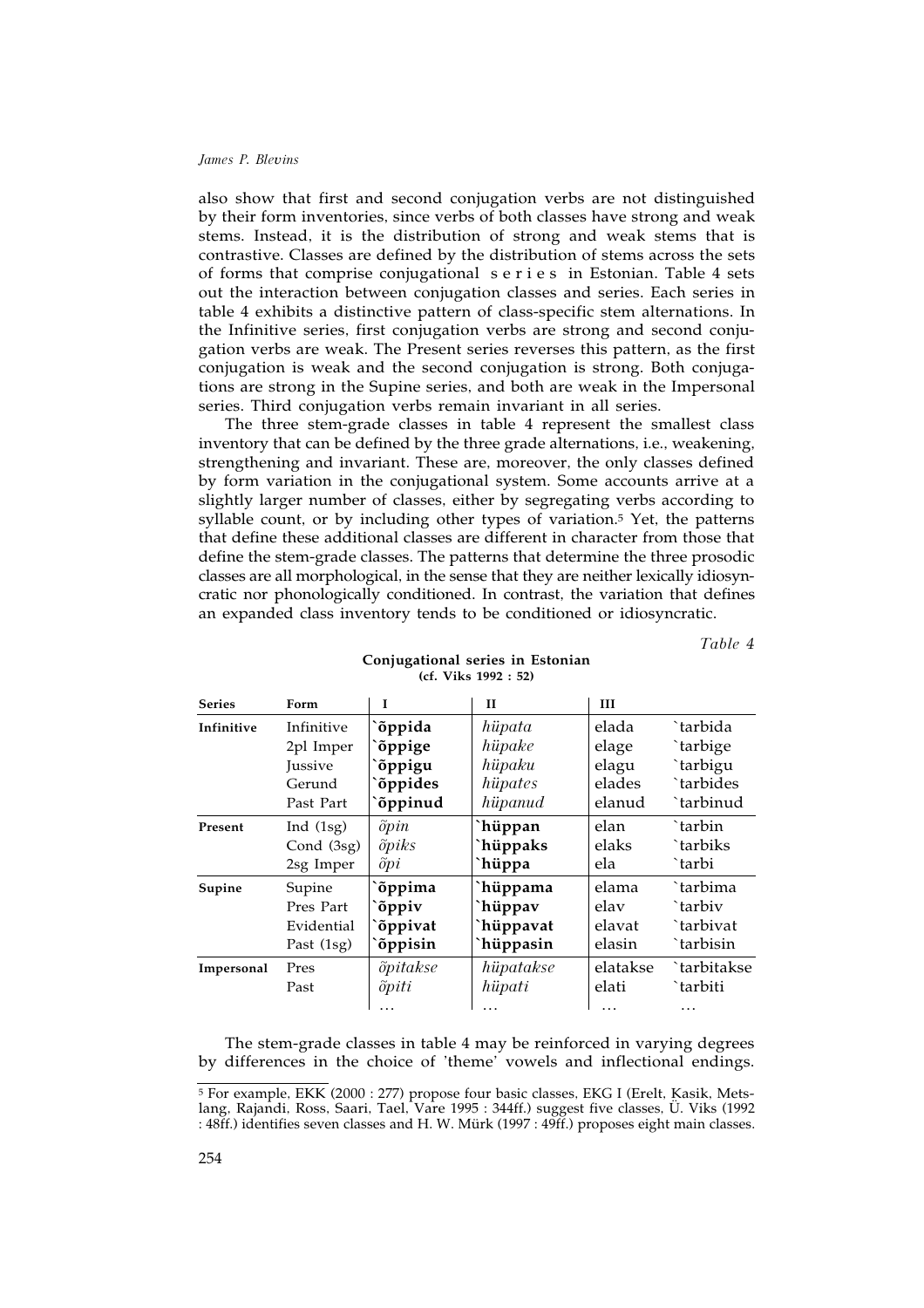also show that first and second conjugation verbs are not distinguished by their form inventories, since verbs of both classes have strong and weak stems. Instead, it is the distribution of strong and weak stems that is contrastive. Classes are defined by the distribution of stems across the sets of forms that comprise conjugational s e r i e s in Estonian. Table 4 sets out the interaction between conjugation classes and series. Each series in table 4 exhibits a distinctive pattern of class-specific stem alternations. In the Infinitive series, first conjugation verbs are strong and second conjugation verbs are weak. The Present series reverses this pattern, as the first conjugation is weak and the second conjugation is strong. Both conjugations are strong in the Supine series, and both are weak in the Impersonal series. Third conjugation verbs remain invariant in all series.

The three stem-grade classes in table 4 represent the smallest class inventory that can be defined by the three grade alternations, i.e., weakening, strengthening and invariant. These are, moreover, the only classes defined by form variation in the conjugational system. Some accounts arrive at a slightly larger number of classes, either by segregating verbs according to syllable count, or by including other types of variation.[5] Yet, the patterns that define these additional classes are different in character from those that define the stem-grade classes. The patterns that determine the three prosodic classes are all morphological, in the sense that they are neither lexically idiosyncratic nor phonologically conditioned. In contrast, the variation that defines an expanded class inventory tends to be conditioned or idiosyncratic.

*Table 4*

**Conjugational series in Estonian**
**(cf. Viks 1992 : 52)**

| Series | Form | I | II | III | |
|---|---|---|---|---|---|
| **Infinitive** | Infinitive | **\`õppida** | *hüpata* | elada | \`tarbida |
| | 2pl Imper | **\`õppige** | *hüpake* | elage | \`tarbige |
| | Jussive | **\`õppigu** | *hüpaku* | elagu | \`tarbigu |
| | Gerund | **\`õppides** | *hüpates* | elades | \`tarbides |
| | Past Part | **\`õppinud** | *hüpanud* | elanud | \`tarbinud |
| **Present** | Ind (1sg) | *õpin* | **\`hüppan** | elan | \`tarbin |
| | Cond (3sg) | *õpiks* | **\`hüppaks** | elaks | \`tarbiks |
| | 2sg Imper | *õpi* | **\`hüppa** | ela | \`tarbi |
| **Supine** | Supine | **\`õppima** | **\`hüppama** | elama | \`tarbima |
| | Pres Part | **\`õppiv** | **\`hüppav** | elav | \`tarbiv |
| | Evidential | **\`õppivat** | **\`hüppavat** | elavat | \`tarbivat |
| | Past (1sg) | **\`õppisin** | **\`hüppasin** | elasin | \`tarbisin |
| **Impersonal** | Pres | *õpitakse* | *hüpatakse* | elatakse | \`tarbitakse |
| | Past | *õpiti* | *hüpati* | elati | \`tarbiti |
| | | … | … | … | … |

The stem-grade classes in table 4 may be reinforced in varying degrees by differences in the choice of 'theme' vowels and inflectional endings.

---

[5] For example, EKK (2000 : 277) propose four basic classes, EKG I (Erelt, Kasik, Metslang, Rajandi, Ross, Saari, Tael, Vare 1995 : 344ff.) suggest five classes, Ü. Viks (1992 : 48ff.) identifies seven classes and H. W. Mürk (1997 : 49ff.) proposes eight main classes.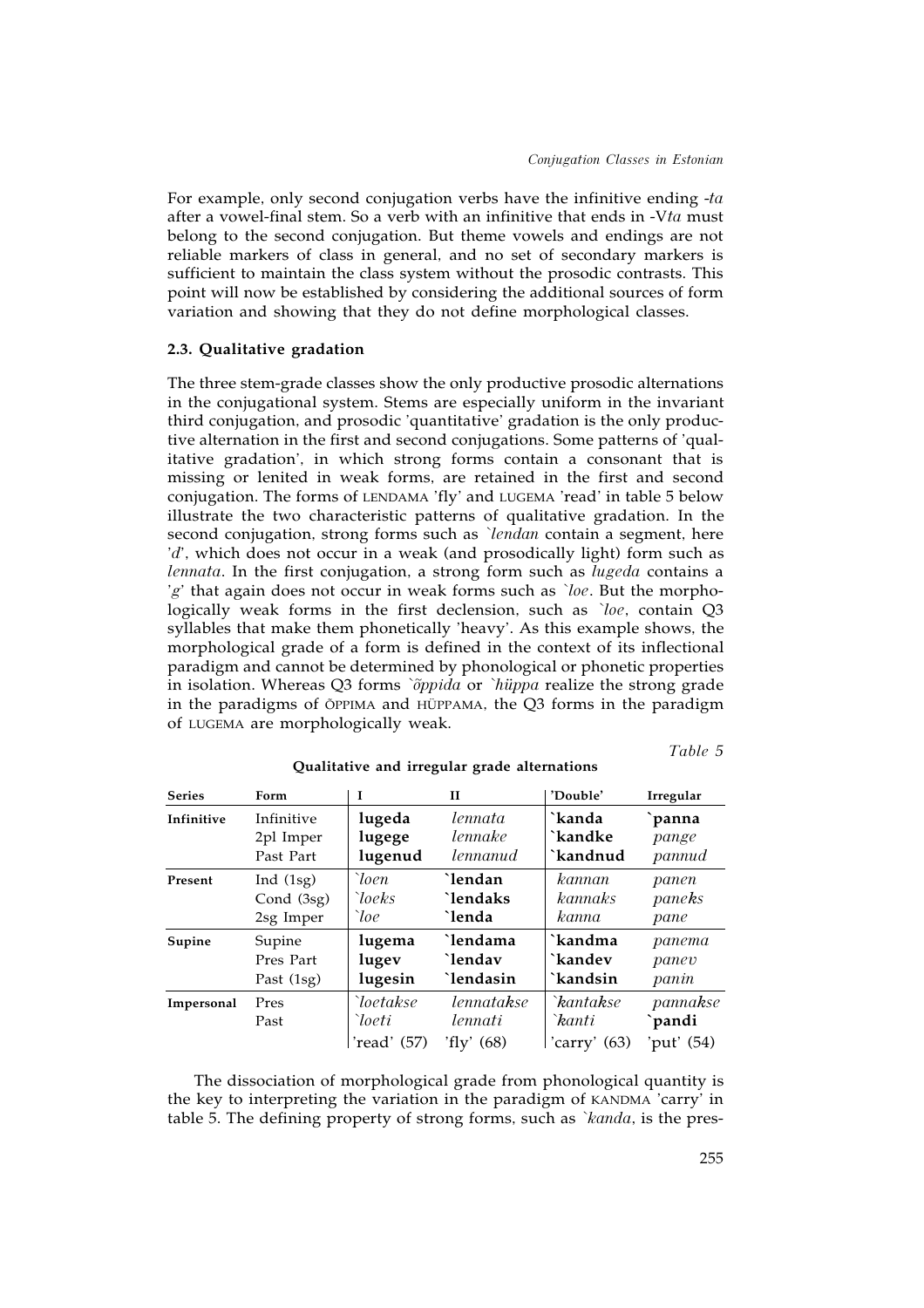For example, only second conjugation verbs have the infinitive ending *-ta* after a vowel-final stem. So a verb with an infinitive that ends in -V*ta* must belong to the second conjugation. But theme vowels and endings are not reliable markers of class in general, and no set of secondary markers is sufficient to maintain the class system without the prosodic contrasts. This point will now be established by considering the additional sources of form variation and showing that they do not define morphological classes.

### 2.3. Qualitative gradation

The three stem-grade classes show the only productive prosodic alternations in the conjugational system. Stems are especially uniform in the invariant third conjugation, and prosodic 'quantitative' gradation is the only productive alternation in the first and second conjugations. Some patterns of 'qualitative gradation', in which strong forms contain a consonant that is missing or lenited in weak forms, are retained in the first and second conjugation. The forms of LENDAMA 'fly' and LUGEMA 'read' in table 5 below illustrate the two characteristic patterns of qualitative gradation. In the second conjugation, strong forms such as *`lendan* contain a segment, here '*d*', which does not occur in a weak (and prosodically light) form such as *lennata*. In the first conjugation, a strong form such as *lugeda* contains a '*g*' that again does not occur in weak forms such as *`loe*. But the morphologically weak forms in the first declension, such as *`loe*, contain Q3 syllables that make them phonetically 'heavy'. As this example shows, the morphological grade of a form is defined in the context of its inflectional paradigm and cannot be determined by phonological or phonetic properties in isolation. Whereas Q3 forms *`õppida* or *`hüppa* realize the strong grade in the paradigms of ÕPPIMA and HÜPPAMA, the Q3 forms in the paradigm of LUGEMA are morphologically weak.

*Table 5*

**Qualitative and irregular grade alternations**

| Series | Form | I | II | 'Double' | Irregular |
|---|---|---|---|---|---|
| **Infinitive** | Infinitive | **lugeda** | *lennata* | **`kanda** | **`panna** |
| | 2pl Imper | **lugege** | *lennake* | **`kandke** | *pange* |
| | Past Part | **lugenud** | *lennanud* | **`kandnud** | *pannud* |
| **Present** | Ind (1sg) | *`loen* | **`lendan** | *kannan* | *panen* |
| | Cond (3sg) | *`loeks* | **`lendaks** | *kannaks* | *paneks* |
| | 2sg Imper | *`loe* | **`lenda** | *kanna* | *pane* |
| **Supine** | Supine | **lugema** | **`lendama** | **`kandma** | *panema* |
| | Pres Part | **lugev** | **`lendav** | **`kandev** | *panev* |
| | Past (1sg) | **lugesin** | **`lendasin** | **`kandsin** | *panin* |
| **Impersonal** | Pres | *`loetakse* | *lennatakse* | *`kantakse* | *pannakse* |
| | Past | *`loeti* | *lennati* | *`kanti* | **`pandi** |
| | | 'read' (57) | 'fly' (68) | 'carry' (63) | 'put' (54) |

The dissociation of morphological grade from phonological quantity is the key to interpreting the variation in the paradigm of KANDMA 'carry' in table 5. The defining property of strong forms, such as *`kanda*, is the pres-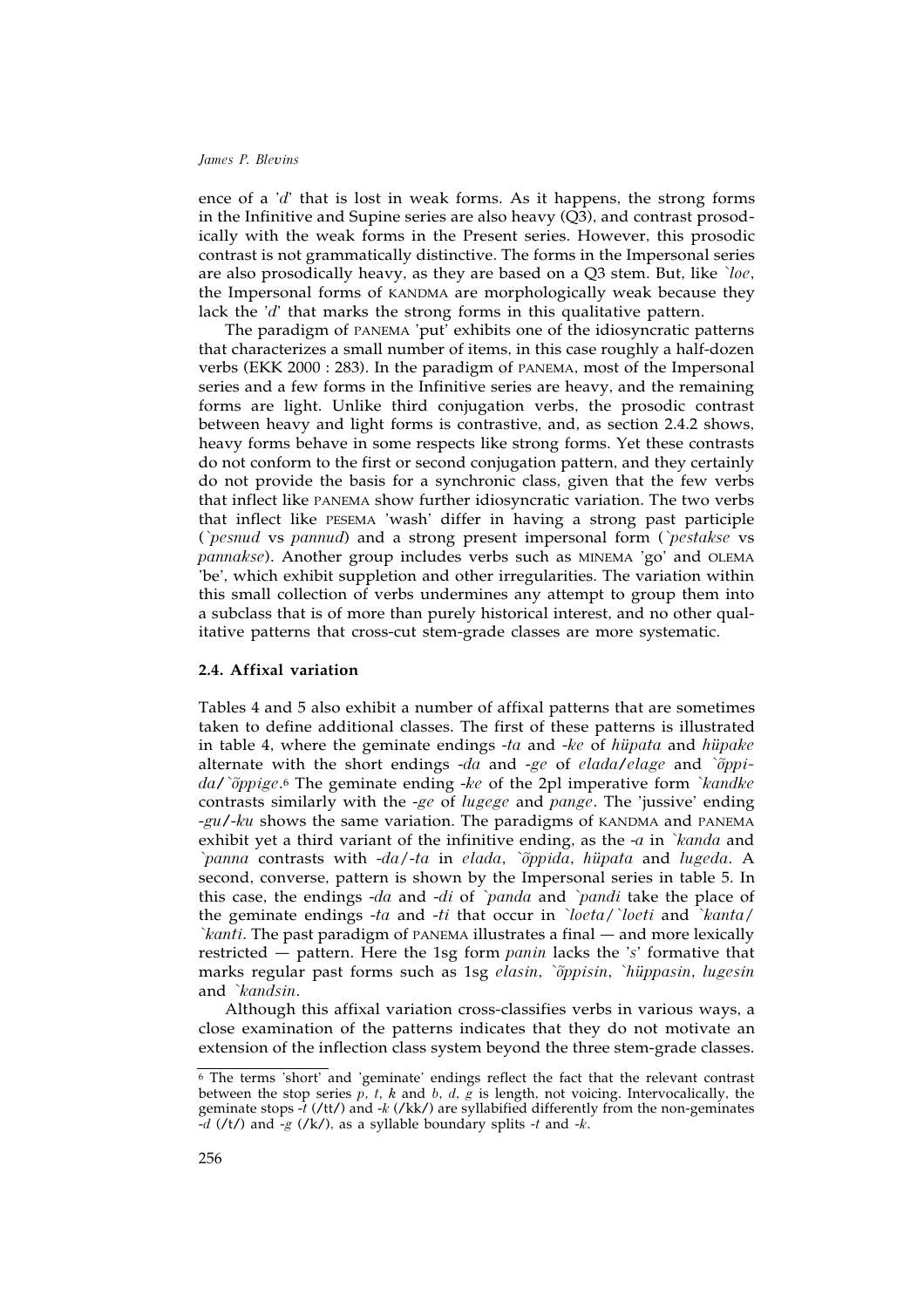ence of a '*d*' that is lost in weak forms. As it happens, the strong forms in the Infinitive and Supine series are also heavy (Q3), and contrast prosodically with the weak forms in the Present series. However, this prosodic contrast is not grammatically distinctive. The forms in the Impersonal series are also prosodically heavy, as they are based on a Q3 stem. But, like *`loe*, the Impersonal forms of KANDMA are morphologically weak because they lack the '*d*' that marks the strong forms in this qualitative pattern.

The paradigm of PANEMA 'put' exhibits one of the idiosyncratic patterns that characterizes a small number of items, in this case roughly a half-dozen verbs (EKK 2000 : 283). In the paradigm of PANEMA, most of the Impersonal series and a few forms in the Infinitive series are heavy, and the remaining forms are light. Unlike third conjugation verbs, the prosodic contrast between heavy and light forms is contrastive, and, as section 2.4.2 shows, heavy forms behave in some respects like strong forms. Yet these contrasts do not conform to the first or second conjugation pattern, and they certainly do not provide the basis for a synchronic class, given that the few verbs that inflect like PANEMA show further idiosyncratic variation. The two verbs that inflect like PESEMA 'wash' differ in having a strong past participle (*`pesnud* vs *pannud*) and a strong present impersonal form (*`pestakse* vs *pannakse*). Another group includes verbs such as MINEMA 'go' and OLEMA 'be', which exhibit suppletion and other irregularities. The variation within this small collection of verbs undermines any attempt to group them into a subclass that is of more than purely historical interest, and no other qualitative patterns that cross-cut stem-grade classes are more systematic.

### 2.4. Affixal variation

Tables 4 and 5 also exhibit a number of affixal patterns that are sometimes taken to define additional classes. The first of these patterns is illustrated in table 4, where the geminate endings *-ta* and *-ke* of *hüpata* and *hüpake* alternate with the short endings *-da* and *-ge* of *elada*/*elage* and *`õppida*/*`õppige*.[6] The geminate ending *-ke* of the 2pl imperative form *`kandke* contrasts similarly with the *-ge* of *lugege* and *pange*. The 'jussive' ending *-gu*/*-ku* shows the same variation. The paradigms of KANDMA and PANEMA exhibit yet a third variant of the infinitive ending, as the *-a* in *`kanda* and *`panna* contrasts with *-da*/*-ta* in *elada*, *`õppida*, *hüpata* and *lugeda*. A second, converse, pattern is shown by the Impersonal series in table 5. In this case, the endings *-da* and *-di* of *`panda* and *`pandi* take the place of the geminate endings *-ta* and *-ti* that occur in *`loeta*/*`loeti* and *`kanta*/*`kanti*. The past paradigm of PANEMA illustrates a final — and more lexically restricted — pattern. Here the 1sg form *panin* lacks the '*s*' formative that marks regular past forms such as 1sg *elasin*, *`õppisin*, *`hüppasin*, *lugesin* and *`kandsin*.

Although this affixal variation cross-classifies verbs in various ways, a close examination of the patterns indicates that they do not motivate an extension of the inflection class system beyond the three stem-grade classes.

[6] The terms 'short' and 'geminate' endings reflect the fact that the relevant contrast between the stop series *p*, *t*, *k* and *b*, *d*, *g* is length, not voicing. Intervocalically, the geminate stops *-t* (/tt/) and *-k* (/kk/) are syllabified differently from the non-geminates *-d* (/t/) and *-g* (/k/), as a syllable boundary splits *-t* and *-k*.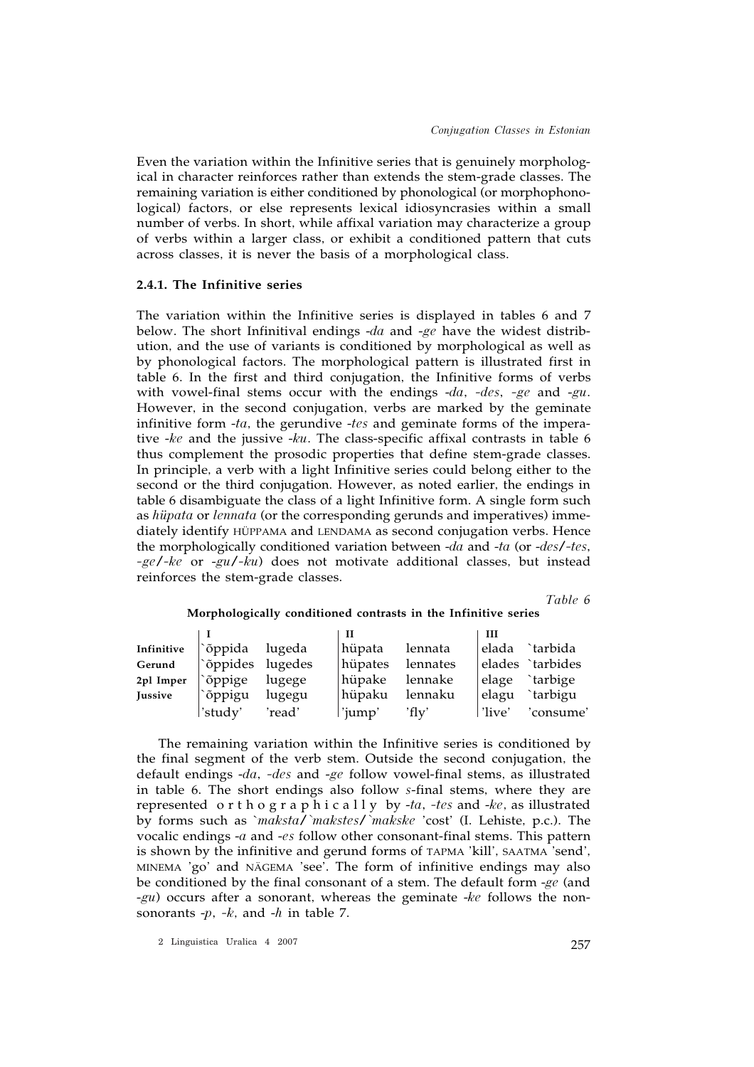Even the variation within the Infinitive series that is genuinely morphological in character reinforces rather than extends the stem-grade classes. The remaining variation is either conditioned by phonological (or morphophonological) factors, or else represents lexical idiosyncrasies within a small number of verbs. In short, while affixal variation may characterize a group of verbs within a larger class, or exhibit a conditioned pattern that cuts across classes, it is never the basis of a morphological class.

### 2.4.1. The Infinitive series

The variation within the Infinitive series is displayed in tables 6 and 7 below. The short Infinitival endings *-da* and *-ge* have the widest distribution, and the use of variants is conditioned by morphological as well as by phonological factors. The morphological pattern is illustrated first in table 6. In the first and third conjugation, the Infinitive forms of verbs with vowel-final stems occur with the endings *-da*, *-des*, *-ge* and *-gu*. However, in the second conjugation, verbs are marked by the geminate infinitive form *-ta*, the gerundive *-tes* and geminate forms of the imperative *-ke* and the jussive *-ku*. The class-specific affixal contrasts in table 6 thus complement the prosodic properties that define stem-grade classes. In principle, a verb with a light Infinitive series could belong either to the second or the third conjugation. However, as noted earlier, the endings in table 6 disambiguate the class of a light Infinitive form. A single form such as *hüpata* or *lennata* (or the corresponding gerunds and imperatives) immediately identify HÜPPAMA and LENDAMA as second conjugation verbs. Hence the morphologically conditioned variation between *-da* and *-ta* (or *-des*/*-tes*, *-ge*/*-ke* or *-gu*/*-ku*) does not motivate additional classes, but instead reinforces the stem-grade classes.

*Table 6*

**Morphologically conditioned contrasts in the Infinitive series**

| | I | | II | | III | |
|---|---|---|---|---|---|---|
| **Infinitive** | \`õppida | lugeda | hüpata | lennata | elada | \`tarbida |
| **Gerund** | \`õppides | lugedes | hüpates | lennates | elades | \`tarbides |
| **2pl Imper** | \`õppige | lugege | hüpake | lennake | elage | \`tarbige |
| **Jussive** | \`õppigu | lugegu | hüpaku | lennaku | elagu | \`tarbigu |
| | 'study' | 'read' | 'jump' | 'fly' | 'live' | 'consume' |

The remaining variation within the Infinitive series is conditioned by the final segment of the verb stem. Outside the second conjugation, the default endings *-da*, *-des* and *-ge* follow vowel-final stems, as illustrated in table 6. The short endings also follow *s*-final stems, where they are represented orthographically by *-ta*, *-tes* and *-ke*, as illustrated by forms such as \`*maksta*/\`*makstes*/\`*makske* 'cost' (I. Lehiste, p.c.). The vocalic endings *-a* and *-es* follow other consonant-final stems. This pattern is shown by the infinitive and gerund forms of TAPMA 'kill', SAATMA 'send', MINEMA 'go' and NÄGEMA 'see'. The form of infinitive endings may also be conditioned by the final consonant of a stem. The default form *-ge* (and *-gu*) occurs after a sonorant, whereas the geminate *-ke* follows the non-sonorants *-p*, *-k*, and *-h* in table 7.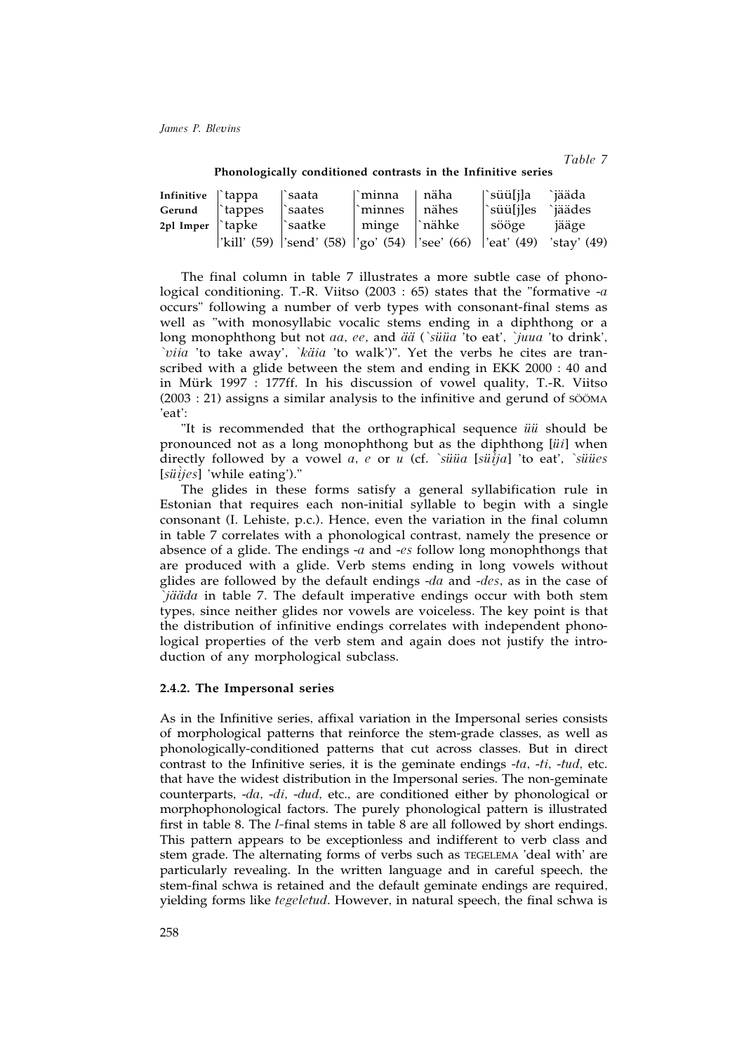Table 7

**Phonologically conditioned contrasts in the Infinitive series**

| | | | | | | |
|---|---|---|---|---|---|---|
| **Infinitive** | \`tappa | \`saata | \`minna | näha | \`süü[j]a | \`jääda |
| **Gerund** | \`tappes | \`saates | \`minnes | nähes | \`süü[j]es | \`jäädes |
| **2pl Imper** | \`tapke | \`saatke | minge | \`nähke | sööge | jääge |
| | 'kill' (59) | 'send' (58) | 'go' (54) | 'see' (66) | 'eat' (49) | 'stay' (49) |

The final column in table 7 illustrates a more subtle case of phonological conditioning. T.-R. Viitso (2003 : 65) states that the "formative *-a* occurs" following a number of verb types with consonant-final stems as well as "with monosyllabic vocalic stems ending in a diphthong or a long monophthong but not *aa*, *ee*, and *ää* (*\`süüa* 'to eat', *\`juua* 'to drink', *\`viia* 'to take away', *\`käia* 'to walk')". Yet the verbs he cites are transcribed with a glide between the stem and ending in EKK 2000 : 40 and in Mürk 1997 : 177ff. In his discussion of vowel quality, T.-R. Viitso (2003 : 21) assigns a similar analysis to the infinitive and gerund of SÖÖMA 'eat':

"It is recommended that the orthographical sequence *üü* should be pronounced not as a long monophthong but as the diphthong [*üi*] when directly followed by a vowel *a*, *e* or *u* (cf. *\`süüa* [*süi̯ja*] 'to eat', *\`süües* [*süi̯jes*] 'while eating')."

The glides in these forms satisfy a general syllabification rule in Estonian that requires each non-initial syllable to begin with a single consonant (I. Lehiste, p.c.). Hence, even the variation in the final column in table 7 correlates with a phonological contrast, namely the presence or absence of a glide. The endings *-a* and *-es* follow long monophthongs that are produced with a glide. Verb stems ending in long vowels without glides are followed by the default endings *-da* and *-des*, as in the case of *\`jääda* in table 7. The default imperative endings occur with both stem types, since neither glides nor vowels are voiceless. The key point is that the distribution of infinitive endings correlates with independent phonological properties of the verb stem and again does not justify the introduction of any morphological subclass.

#### 2.4.2. The Impersonal series

As in the Infinitive series, affixal variation in the Impersonal series consists of morphological patterns that reinforce the stem-grade classes, as well as phonologically-conditioned patterns that cut across classes. But in direct contrast to the Infinitive series, it is the geminate endings *-ta*, *-ti*, *-tud*, etc. that have the widest distribution in the Impersonal series. The non-geminate counterparts, *-da*, *-di*, *-dud*, etc., are conditioned either by phonological or morphophonological factors. The purely phonological pattern is illustrated first in table 8. The *l*-final stems in table 8 are all followed by short endings. This pattern appears to be exceptionless and indifferent to verb class and stem grade. The alternating forms of verbs such as TEGELEMA 'deal with' are particularly revealing. In the written language and in careful speech, the stem-final schwa is retained and the default geminate endings are required, yielding forms like *tegeletud*. However, in natural speech, the final schwa is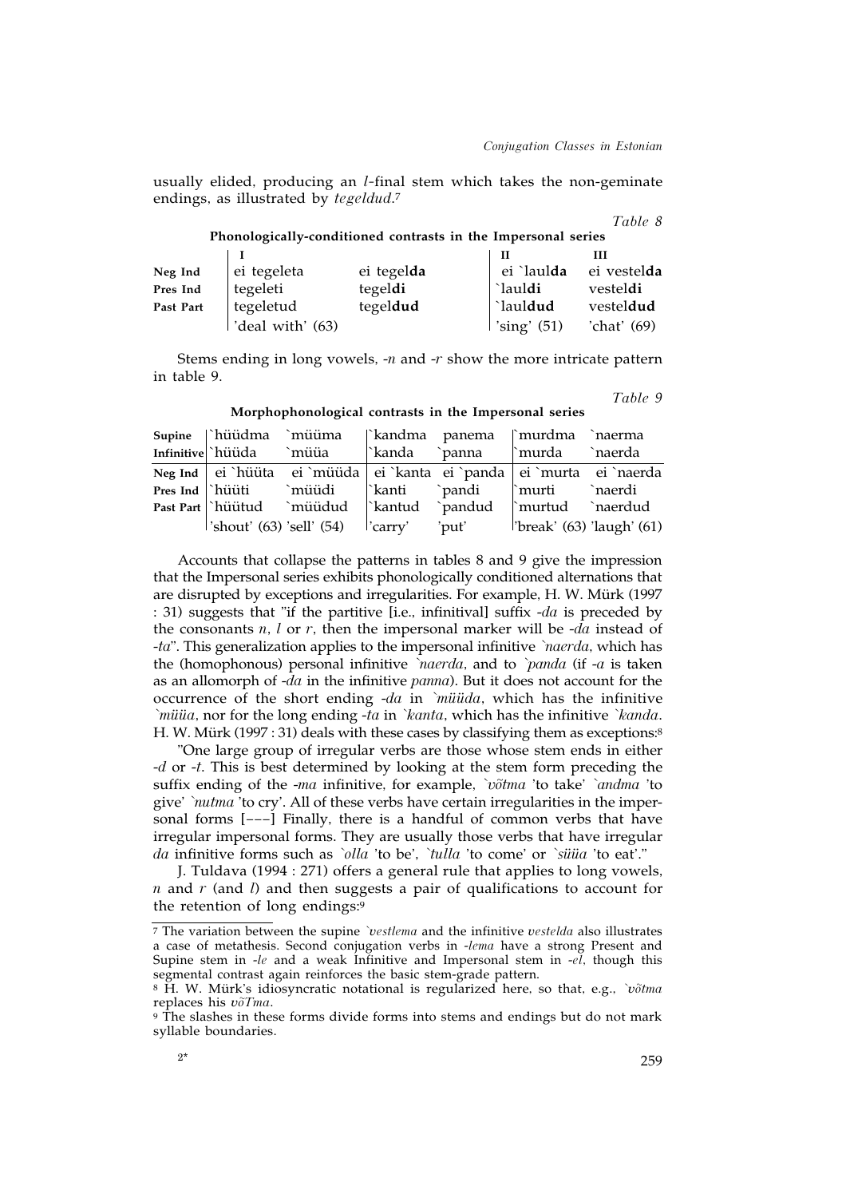usually elided, producing an *l*-final stem which takes the non-geminate endings, as illustrated by *tegeldud*.[7]

*Table 8*

**Phonologically-conditioned contrasts in the Impersonal series**

| | I | | II | III |
|---|---|---|---|---|
| **Neg Ind** | ei tegeleta | ei tegel**da** | ei `laul**da** | ei vestel**da** |
| **Pres Ind** | tegeleti | tegel**di** | `laul**di** | vestel**di** |
| **Past Part** | tegeletud | tegel**dud** | `laul**dud** | vestel**dud** |
| | 'deal with' (63) | | 'sing' (51) | 'chat' (69) |

Stems ending in long vowels, *-n* and *-r* show the more intricate pattern in table 9.

*Table 9*

**Morphophonological contrasts in the Impersonal series**

| **Supine** | `hüüdma | `müüma | `kandma | panema | `murdma | `naerma |
|---|---|---|---|---|---|---|
| **Infinitive** | `hüüda | `müüa | `kanda | `panna | `murda | `naerda |
| **Neg Ind** | ei `hüüta | ei `müüda | ei `kanta | ei `panda | ei `murta | ei `naerda |
| **Pres Ind** | `hüüti | `müüdi | `kanti | `pandi | `murti | `naerdi |
| **Past Part** | `hüütud | `müüdud | `kantud | `pandud | `murtud | `naerdud |
| | 'shout' (63) | 'sell' (54) | 'carry' | 'put' | 'break' (63) | 'laugh' (61) |

Accounts that collapse the patterns in tables 8 and 9 give the impression that the Impersonal series exhibits phonologically conditioned alternations that are disrupted by exceptions and irregularities. For example, H. W. Mürk (1997 : 31) suggests that "if the partitive [i.e., infinitival] suffix *-da* is preceded by the consonants *n*, *l* or *r*, then the impersonal marker will be *-da* instead of *-ta*". This generalization applies to the impersonal infinitive *`naerda*, which has the (homophonous) personal infinitive *`naerda*, and to *`panda* (if *-a* is taken as an allomorph of *-da* in the infinitive *panna*). But it does not account for the occurrence of the short ending *-da* in *`müüda*, which has the infinitive *`müüa*, nor for the long ending *-ta* in *`kanta*, which has the infinitive *`kanda*. H. W. Mürk (1997 : 31) deals with these cases by classifying them as exceptions:[8]

"One large group of irregular verbs are those whose stem ends in either *-d* or *-t*. This is best determined by looking at the stem form preceding the suffix ending of the *-ma* infinitive, for example, *`võtma* 'to take' *`andma* 'to give' *`nutma* 'to cry'. All of these verbs have certain irregularities in the impersonal forms [–––] Finally, there is a handful of common verbs that have irregular impersonal forms. They are usually those verbs that have irregular *da* infinitive forms such as *`olla* 'to be', *`tulla* 'to come' or *`süüa* 'to eat'."

J. Tuldava (1994 : 271) offers a general rule that applies to long vowels, *n* and *r* (and *l*) and then suggests a pair of qualifications to account for the retention of long endings:[9]

---

[7] The variation between the supine *`vestlema* and the infinitive *vestelda* also illustrates a case of metathesis. Second conjugation verbs in *-lema* have a strong Present and Supine stem in *-le* and a weak Infinitive and Impersonal stem in *-el*, though this segmental contrast again reinforces the basic stem-grade pattern.

[8] H. W. Mürk's idiosyncratic notational is regularized here, so that, e.g., *`võtma* replaces his *võTma*.

[9] The slashes in these forms divide forms into stems and endings but do not mark syllable boundaries.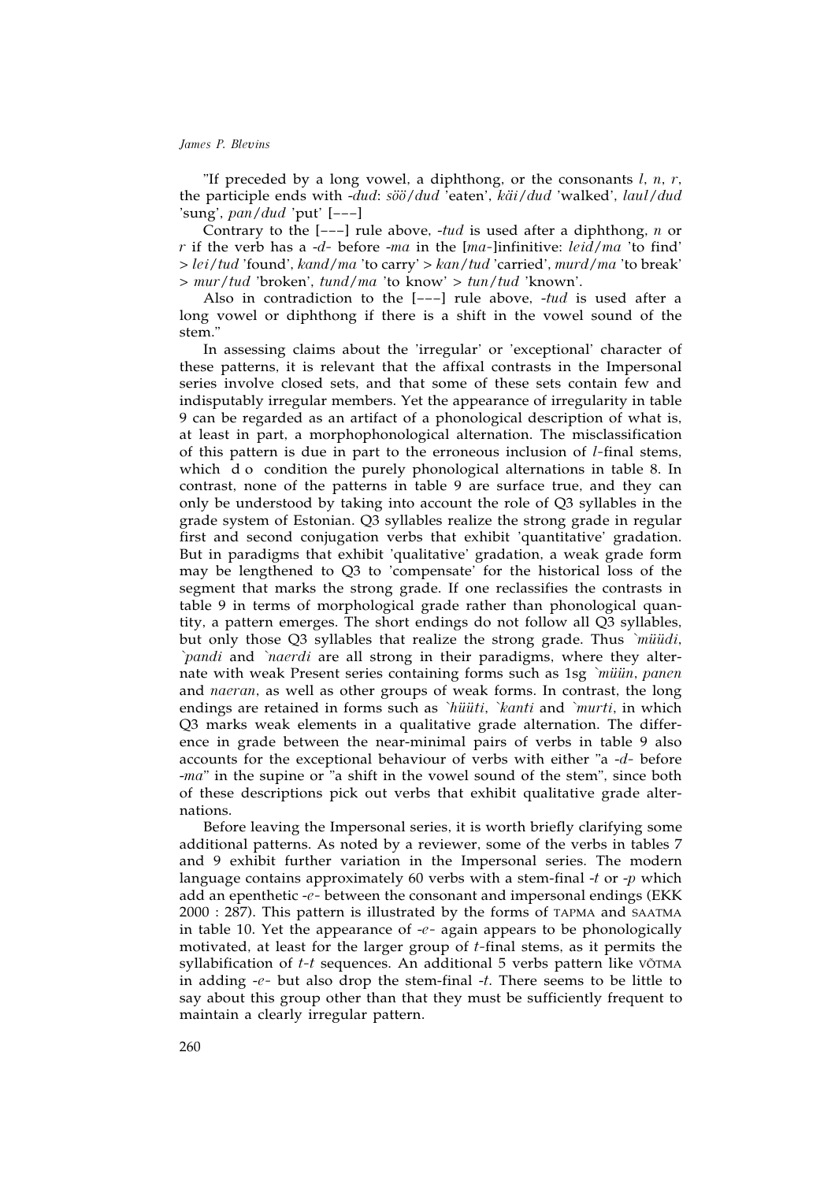"If preceded by a long vowel, a diphthong, or the consonants *l*, *n*, *r*, the participle ends with *-dud*: *söö/dud* 'eaten', *käi/dud* 'walked', *laul/dud* 'sung', *pan/dud* 'put' [---]

Contrary to the [---] rule above, *-tud* is used after a diphthong, *n* or *r* if the verb has a *-d-* before *-ma* in the [*ma*-]infinitive: *leid/ma* 'to find' > *lei/tud* 'found', *kand/ma* 'to carry' > *kan/tud* 'carried', *murd/ma* 'to break' > *mur/tud* 'broken', *tund/ma* 'to know' > *tun/tud* 'known'.

Also in contradiction to the [---] rule above, *-tud* is used after a long vowel or diphthong if there is a shift in the vowel sound of the stem."

In assessing claims about the 'irregular' or 'exceptional' character of these patterns, it is relevant that the affixal contrasts in the Impersonal series involve closed sets, and that some of these sets contain few and indisputably irregular members. Yet the appearance of irregularity in table 9 can be regarded as an artifact of a phonological description of what is, at least in part, a morphophonological alternation. The misclassification of this pattern is due in part to the erroneous inclusion of *l*-final stems, which d o condition the purely phonological alternations in table 8. In contrast, none of the patterns in table 9 are surface true, and they can only be understood by taking into account the role of Q3 syllables in the grade system of Estonian. Q3 syllables realize the strong grade in regular first and second conjugation verbs that exhibit 'quantitative' gradation. But in paradigms that exhibit 'qualitative' gradation, a weak grade form may be lengthened to Q3 to 'compensate' for the historical loss of the segment that marks the strong grade. If one reclassifies the contrasts in table 9 in terms of morphological grade rather than phonological quantity, a pattern emerges. The short endings do not follow all Q3 syllables, but only those Q3 syllables that realize the strong grade. Thus *`müüdi*, *`pandi* and *`naerdi* are all strong in their paradigms, where they alternate with weak Present series containing forms such as 1sg *`müün*, *panen* and *naeran*, as well as other groups of weak forms. In contrast, the long endings are retained in forms such as *`hüüti*, *`kanti* and *`murti*, in which Q3 marks weak elements in a qualitative grade alternation. The difference in grade between the near-minimal pairs of verbs in table 9 also accounts for the exceptional behaviour of verbs with either "a *-d-* before *-ma*" in the supine or "a shift in the vowel sound of the stem", since both of these descriptions pick out verbs that exhibit qualitative grade alternations.

Before leaving the Impersonal series, it is worth briefly clarifying some additional patterns. As noted by a reviewer, some of the verbs in tables 7 and 9 exhibit further variation in the Impersonal series. The modern language contains approximately 60 verbs with a stem-final *-t* or *-p* which add an epenthetic *-e-* between the consonant and impersonal endings (EKK 2000 : 287). This pattern is illustrated by the forms of TAPMA and SAATMA in table 10. Yet the appearance of *-e-* again appears to be phonologically motivated, at least for the larger group of *t*-final stems, as it permits the syllabification of *t-t* sequences. An additional 5 verbs pattern like VÕTMA in adding *-e-* but also drop the stem-final *-t*. There seems to be little to say about this group other than that they must be sufficiently frequent to maintain a clearly irregular pattern.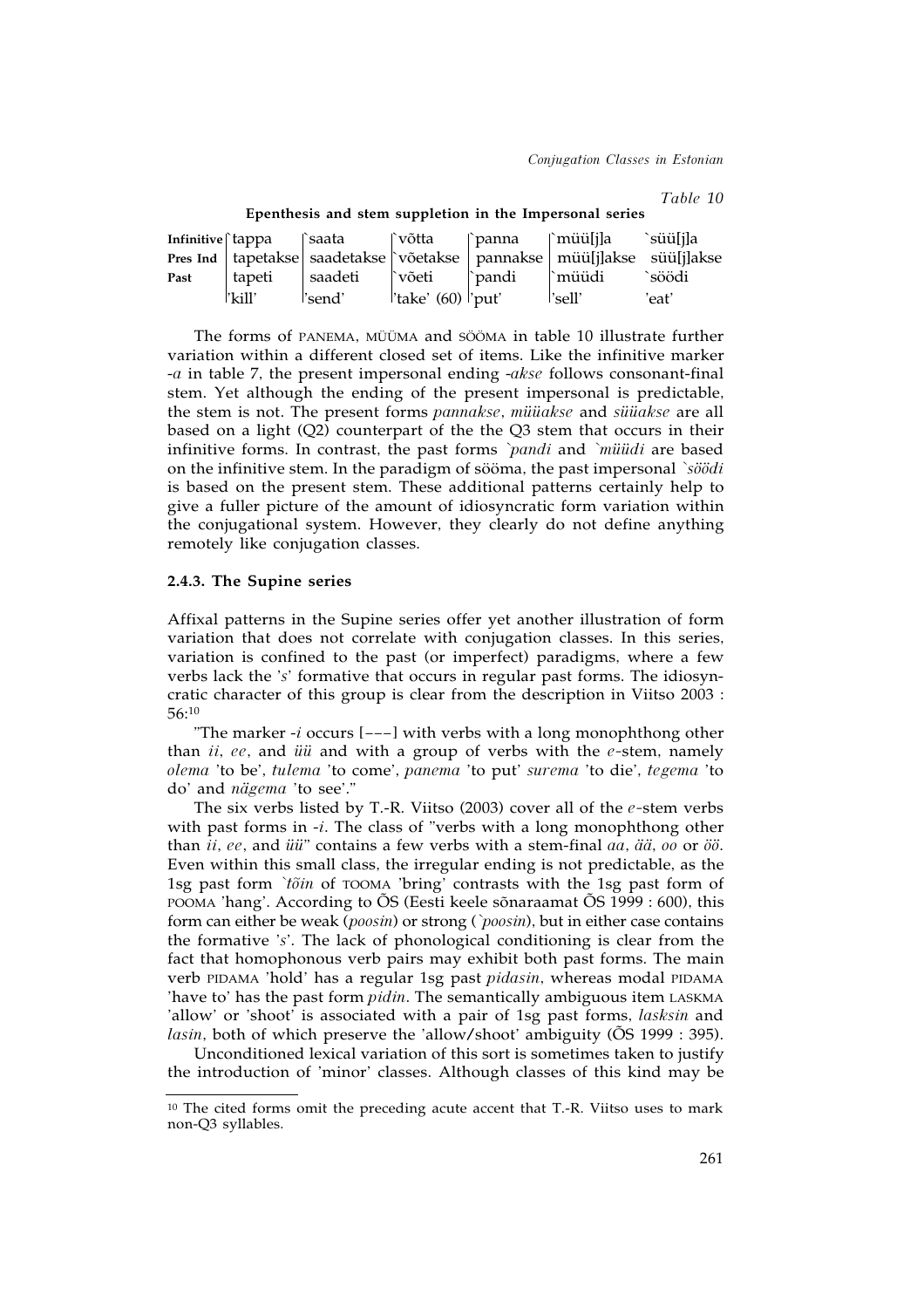*Table 10*

**Epenthesis and stem suppletion in the Impersonal series**

| | | | | | | |
|---|---|---|---|---|---|---|
| **Infinitive** | ˋtappa | ˋsaata | ˋvõtta | ˋpanna | ˋmüü[j]a | ˋsüü[j]a |
| **Pres Ind** | tapetakse | saadetakse | ˋvõetakse | pannakse | müü[j]akse | süü[j]akse |
| **Past** | tapeti | saadeti | ˋvõeti | ˋpandi | ˋmüüdi | ˋsöödi |
| | 'kill' | 'send' | 'take' (60) | 'put' | 'sell' | 'eat' |

The forms of PANEMA, MÜÜMA and SÖÖMA in table 10 illustrate further variation within a different closed set of items. Like the infinitive marker *-a* in table 7, the present impersonal ending *-akse* follows consonant-final stem. Yet although the ending of the present impersonal is predictable, the stem is not. The present forms *pannakse*, *müüakse* and *süüakse* are all based on a light (Q2) counterpart of the the Q3 stem that occurs in their infinitive forms. In contrast, the past forms *ˋpandi* and *ˋmüüdi* are based on the infinitive stem. In the paradigm of sööma, the past impersonal *ˋsöödi* is based on the present stem. These additional patterns certainly help to give a fuller picture of the amount of idiosyncratic form variation within the conjugational system. However, they clearly do not define anything remotely like conjugation classes.

### 2.4.3. The Supine series

Affixal patterns in the Supine series offer yet another illustration of form variation that does not correlate with conjugation classes. In this series, variation is confined to the past (or imperfect) paradigms, where a few verbs lack the '*s*' formative that occurs in regular past forms. The idiosyncratic character of this group is clear from the description in Viitso 2003 : 56:[10]

"The marker *-i* occurs [---] with verbs with a long monophthong other than *ii*, *ee*, and *üü* and with a group of verbs with the *e*-stem, namely *olema* 'to be', *tulema* 'to come', *panema* 'to put' *surema* 'to die', *tegema* 'to do' and *nägema* 'to see'."

The six verbs listed by T.-R. Viitso (2003) cover all of the *e*-stem verbs with past forms in *-i*. The class of "verbs with a long monophthong other than *ii*, *ee*, and *üü*" contains a few verbs with a stem-final *aa*, *ää*, *oo* or *öö*. Even within this small class, the irregular ending is not predictable, as the 1sg past form *ˋtõin* of TOOMA 'bring' contrasts with the 1sg past form of POOMA 'hang'. According to ÕS (Eesti keele sõnaraamat ÕS 1999 : 600), this form can either be weak (*poosin*) or strong (*ˋpoosin*), but in either case contains the formative '*s*'. The lack of phonological conditioning is clear from the fact that homophonous verb pairs may exhibit both past forms. The main verb PIDAMA 'hold' has a regular 1sg past *pidasin*, whereas modal PIDAMA 'have to' has the past form *pidin*. The semantically ambiguous item LASKMA 'allow' or 'shoot' is associated with a pair of 1sg past forms, *lasksin* and *lasin*, both of which preserve the 'allow/shoot' ambiguity (ÕS 1999 : 395).

Unconditioned lexical variation of this sort is sometimes taken to justify the introduction of 'minor' classes. Although classes of this kind may be

---

[10] The cited forms omit the preceding acute accent that T.-R. Viitso uses to mark non-Q3 syllables.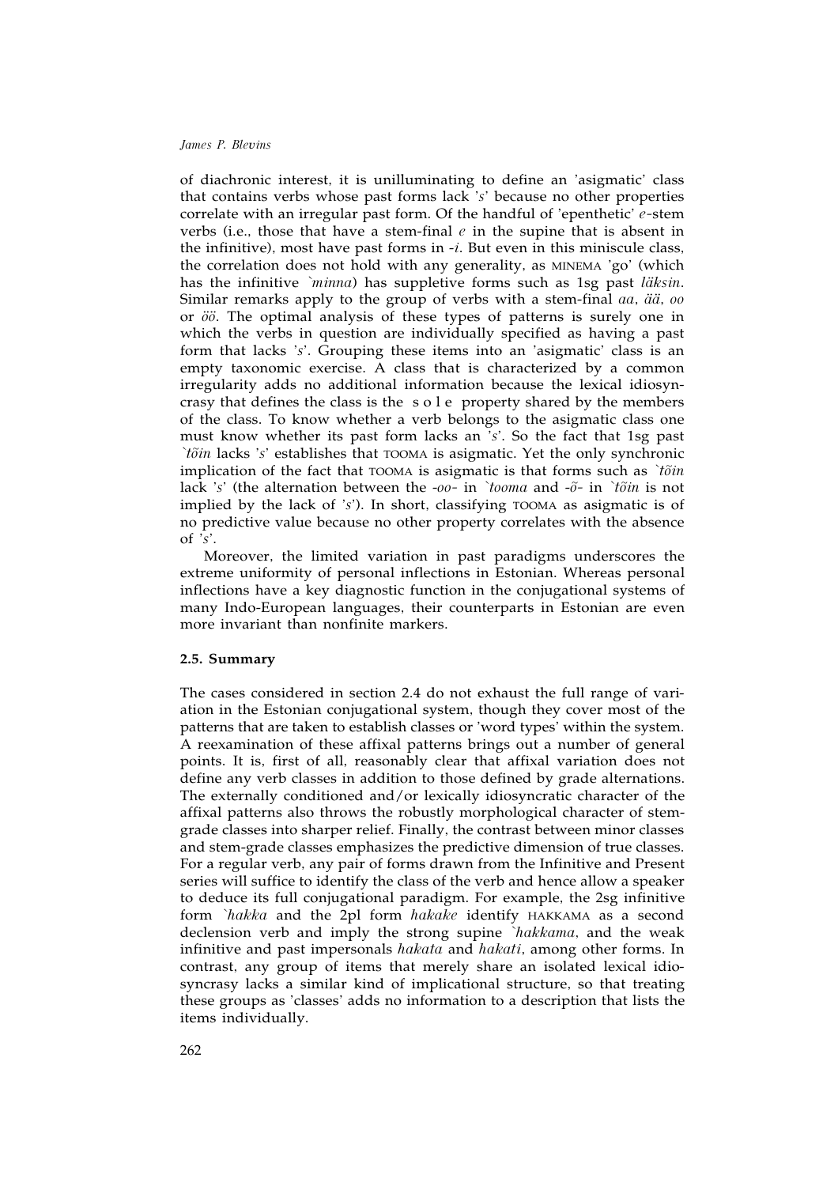of diachronic interest, it is unilluminating to define an 'asigmatic' class that contains verbs whose past forms lack '*s*' because no other properties correlate with an irregular past form. Of the handful of 'epenthetic' *e*-stem verbs (i.e., those that have a stem-final *e* in the supine that is absent in the infinitive), most have past forms in -*i*. But even in this miniscule class, the correlation does not hold with any generality, as MINEMA 'go' (which has the infinitive *`minna*) has suppletive forms such as 1sg past *läksin*. Similar remarks apply to the group of verbs with a stem-final *aa*, *ää*, *oo* or *öö*. The optimal analysis of these types of patterns is surely one in which the verbs in question are individually specified as having a past form that lacks '*s*'. Grouping these items into an 'asigmatic' class is an empty taxonomic exercise. A class that is characterized by a common irregularity adds no additional information because the lexical idiosyncrasy that defines the class is the s o l e property shared by the members of the class. To know whether a verb belongs to the asigmatic class one must know whether its past form lacks an '*s*'. So the fact that 1sg past *`tõin* lacks '*s*' establishes that TOOMA is asigmatic. Yet the only synchronic implication of the fact that TOOMA is asigmatic is that forms such as *`tõin* lack '*s*' (the alternation between the -*oo*- in *`tooma* and -*õ*- in *`tõin* is not implied by the lack of '*s*'). In short, classifying TOOMA as asigmatic is of no predictive value because no other property correlates with the absence of '*s*'.

Moreover, the limited variation in past paradigms underscores the extreme uniformity of personal inflections in Estonian. Whereas personal inflections have a key diagnostic function in the conjugational systems of many Indo-European languages, their counterparts in Estonian are even more invariant than nonfinite markers.

### 2.5. Summary

The cases considered in section 2.4 do not exhaust the full range of variation in the Estonian conjugational system, though they cover most of the patterns that are taken to establish classes or 'word types' within the system. A reexamination of these affixal patterns brings out a number of general points. It is, first of all, reasonably clear that affixal variation does not define any verb classes in addition to those defined by grade alternations. The externally conditioned and/or lexically idiosyncratic character of the affixal patterns also throws the robustly morphological character of stem-grade classes into sharper relief. Finally, the contrast between minor classes and stem-grade classes emphasizes the predictive dimension of true classes. For a regular verb, any pair of forms drawn from the Infinitive and Present series will suffice to identify the class of the verb and hence allow a speaker to deduce its full conjugational paradigm. For example, the 2sg infinitive form *`hakka* and the 2pl form *hakake* identify HAKKAMA as a second declension verb and imply the strong supine *`hakkama*, and the weak infinitive and past impersonals *hakata* and *hakati*, among other forms. In contrast, any group of items that merely share an isolated lexical idiosyncrasy lacks a similar kind of implicational structure, so that treating these groups as 'classes' adds no information to a description that lists the items individually.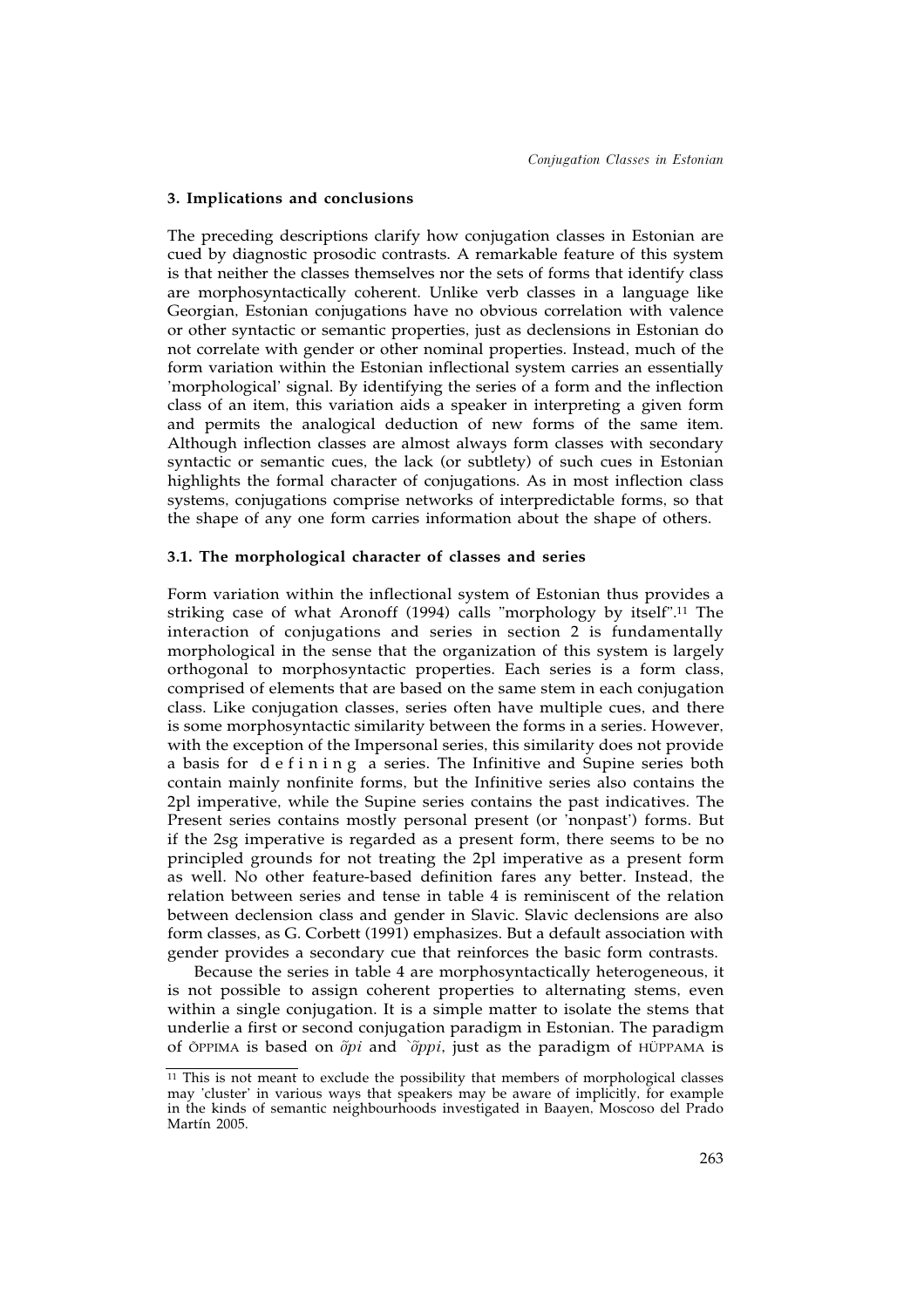## 3. Implications and conclusions

The preceding descriptions clarify how conjugation classes in Estonian are cued by diagnostic prosodic contrasts. A remarkable feature of this system is that neither the classes themselves nor the sets of forms that identify class are morphosyntactically coherent. Unlike verb classes in a language like Georgian, Estonian conjugations have no obvious correlation with valence or other syntactic or semantic properties, just as declensions in Estonian do not correlate with gender or other nominal properties. Instead, much of the form variation within the Estonian inflectional system carries an essentially 'morphological' signal. By identifying the series of a form and the inflection class of an item, this variation aids a speaker in interpreting a given form and permits the analogical deduction of new forms of the same item. Although inflection classes are almost always form classes with secondary syntactic or semantic cues, the lack (or subtlety) of such cues in Estonian highlights the formal character of conjugations. As in most inflection class systems, conjugations comprise networks of interpredictable forms, so that the shape of any one form carries information about the shape of others.

### 3.1. The morphological character of classes and series

Form variation within the inflectional system of Estonian thus provides a striking case of what Aronoff (1994) calls "morphology by itself".[11] The interaction of conjugations and series in section 2 is fundamentally morphological in the sense that the organization of this system is largely orthogonal to morphosyntactic properties. Each series is a form class, comprised of elements that are based on the same stem in each conjugation class. Like conjugation classes, series often have multiple cues, and there is some morphosyntactic similarity between the forms in a series. However, with the exception of the Impersonal series, this similarity does not provide a basis for d e f i n i n g a series. The Infinitive and Supine series both contain mainly nonfinite forms, but the Infinitive series also contains the 2pl imperative, while the Supine series contains the past indicatives. The Present series contains mostly personal present (or 'nonpast') forms. But if the 2sg imperative is regarded as a present form, there seems to be no principled grounds for not treating the 2pl imperative as a present form as well. No other feature-based definition fares any better. Instead, the relation between series and tense in table 4 is reminiscent of the relation between declension class and gender in Slavic. Slavic declensions are also form classes, as G. Corbett (1991) emphasizes. But a default association with gender provides a secondary cue that reinforces the basic form contrasts.

Because the series in table 4 are morphosyntactically heterogeneous, it is not possible to assign coherent properties to alternating stems, even within a single conjugation. It is a simple matter to isolate the stems that underlie a first or second conjugation paradigm in Estonian. The paradigm of ÕPPIMA is based on *õpi* and *`õppi*, just as the paradigm of HÜPPAMA is

[11] This is not meant to exclude the possibility that members of morphological classes may 'cluster' in various ways that speakers may be aware of implicitly, for example in the kinds of semantic neighbourhoods investigated in Baayen, Moscoso del Prado Martín 2005.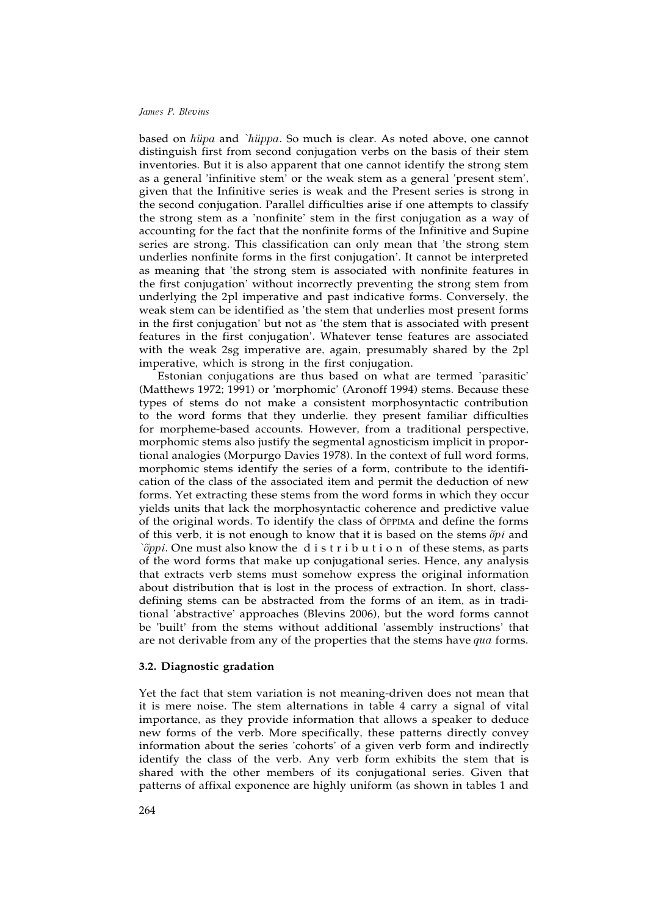based on *hüpa* and *`hüppa*. So much is clear. As noted above, one cannot distinguish first from second conjugation verbs on the basis of their stem inventories. But it is also apparent that one cannot identify the strong stem as a general 'infinitive stem' or the weak stem as a general 'present stem', given that the Infinitive series is weak and the Present series is strong in the second conjugation. Parallel difficulties arise if one attempts to classify the strong stem as a 'nonfinite' stem in the first conjugation as a way of accounting for the fact that the nonfinite forms of the Infinitive and Supine series are strong. This classification can only mean that 'the strong stem underlies nonfinite forms in the first conjugation'. It cannot be interpreted as meaning that 'the strong stem is associated with nonfinite features in the first conjugation' without incorrectly preventing the strong stem from underlying the 2pl imperative and past indicative forms. Conversely, the weak stem can be identified as 'the stem that underlies most present forms in the first conjugation' but not as 'the stem that is associated with present features in the first conjugation'. Whatever tense features are associated with the weak 2sg imperative are, again, presumably shared by the 2pl imperative, which is strong in the first conjugation.

Estonian conjugations are thus based on what are termed 'parasitic' (Matthews 1972; 1991) or 'morphomic' (Aronoff 1994) stems. Because these types of stems do not make a consistent morphosyntactic contribution to the word forms that they underlie, they present familiar difficulties for morpheme-based accounts. However, from a traditional perspective, morphomic stems also justify the segmental agnosticism implicit in proportional analogies (Morpurgo Davies 1978). In the context of full word forms, morphomic stems identify the series of a form, contribute to the identification of the class of the associated item and permit the deduction of new forms. Yet extracting these stems from the word forms in which they occur yields units that lack the morphosyntactic coherence and predictive value of the original words. To identify the class of ÕPPIMA and define the forms of this verb, it is not enough to know that it is based on the stems *õpi* and *`õppi*. One must also know the d i s t r i b u t i o n of these stems, as parts of the word forms that make up conjugational series. Hence, any analysis that extracts verb stems must somehow express the original information about distribution that is lost in the process of extraction. In short, class-defining stems can be abstracted from the forms of an item, as in traditional 'abstractive' approaches (Blevins 2006), but the word forms cannot be 'built' from the stems without additional 'assembly instructions' that are not derivable from any of the properties that the stems have *qua* forms.

### 3.2. Diagnostic gradation

Yet the fact that stem variation is not meaning-driven does not mean that it is mere noise. The stem alternations in table 4 carry a signal of vital importance, as they provide information that allows a speaker to deduce new forms of the verb. More specifically, these patterns directly convey information about the series 'cohorts' of a given verb form and indirectly identify the class of the verb. Any verb form exhibits the stem that is shared with the other members of its conjugational series. Given that patterns of affixal exponence are highly uniform (as shown in tables 1 and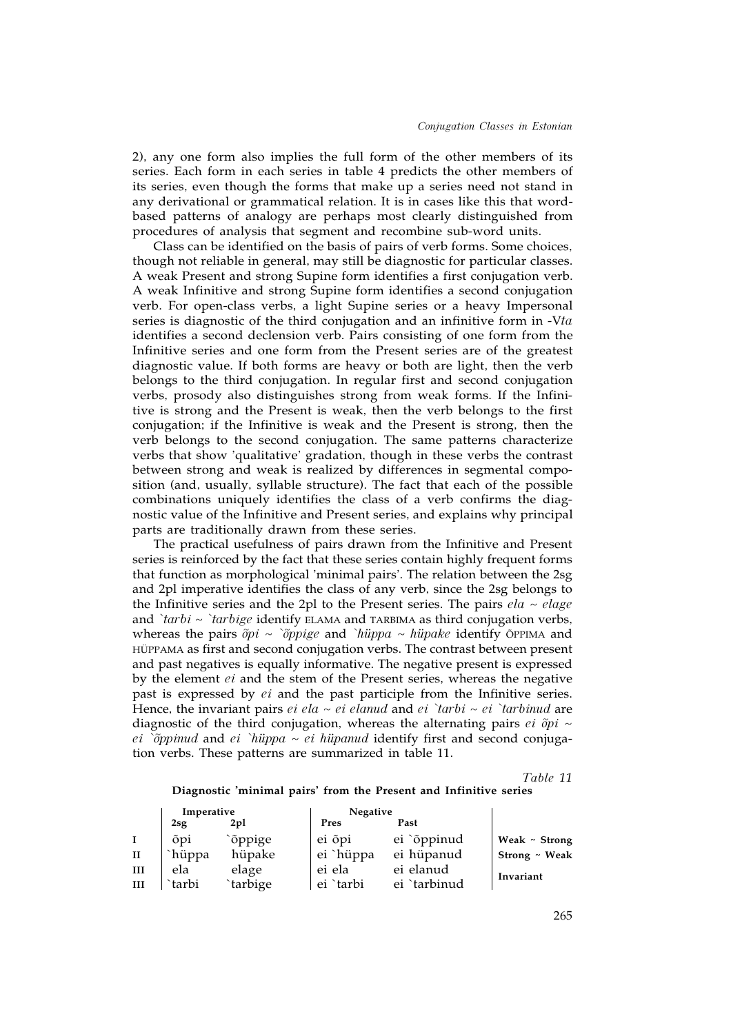2), any one form also implies the full form of the other members of its series. Each form in each series in table 4 predicts the other members of its series, even though the forms that make up a series need not stand in any derivational or grammatical relation. It is in cases like this that word-based patterns of analogy are perhaps most clearly distinguished from procedures of analysis that segment and recombine sub-word units.

Class can be identified on the basis of pairs of verb forms. Some choices, though not reliable in general, may still be diagnostic for particular classes. A weak Present and strong Supine form identifies a first conjugation verb. A weak Infinitive and strong Supine form identifies a second conjugation verb. For open-class verbs, a light Supine series or a heavy Impersonal series is diagnostic of the third conjugation and an infinitive form in -V*ta* identifies a second declension verb. Pairs consisting of one form from the Infinitive series and one form from the Present series are of the greatest diagnostic value. If both forms are heavy or both are light, then the verb belongs to the third conjugation. In regular first and second conjugation verbs, prosody also distinguishes strong from weak forms. If the Infinitive is strong and the Present is weak, then the verb belongs to the first conjugation; if the Infinitive is weak and the Present is strong, then the verb belongs to the second conjugation. The same patterns characterize verbs that show 'qualitative' gradation, though in these verbs the contrast between strong and weak is realized by differences in segmental composition (and, usually, syllable structure). The fact that each of the possible combinations uniquely identifies the class of a verb confirms the diagnostic value of the Infinitive and Present series, and explains why principal parts are traditionally drawn from these series.

The practical usefulness of pairs drawn from the Infinitive and Present series is reinforced by the fact that these series contain highly frequent forms that function as morphological 'minimal pairs'. The relation between the 2sg and 2pl imperative identifies the class of any verb, since the 2sg belongs to the Infinitive series and the 2pl to the Present series. The pairs *ela* ~ *elage* and *`tarbi* ~ *`tarbige* identify ELAMA and TARBIMA as third conjugation verbs, whereas the pairs *õpi* ~ *`õppige* and *`hüppa* ~ *hüpake* identify ÕPPIMA and HÜPPAMA as first and second conjugation verbs. The contrast between present and past negatives is equally informative. The negative present is expressed by the element *ei* and the stem of the Present series, whereas the negative past is expressed by *ei* and the past participle from the Infinitive series. Hence, the invariant pairs *ei ela* ~ *ei elanud* and *ei `tarbi* ~ *ei `tarbinud* are diagnostic of the third conjugation, whereas the alternating pairs *ei õpi* ~ *ei `õppinud* and *ei `hüppa* ~ *ei hüpanud* identify first and second conjugation verbs. These patterns are summarized in table 11.

Table 11

**Diagnostic 'minimal pairs' from the Present and Infinitive series**

| | Imperative | | Negative | | |
|---|---|---|---|---|---|
| | 2sg | 2pl | Pres | Past | |
| I | õpi | `õppige | ei õpi | ei `õppinud | **Weak ~ Strong** |
| II | `hüppa | hüpake | ei `hüppa | ei hüpanud | **Strong ~ Weak** |
| III | ela | elage | ei ela | ei elanud | **Invariant** |
| III | `tarbi | `tarbige | ei `tarbi | ei `tarbinud | |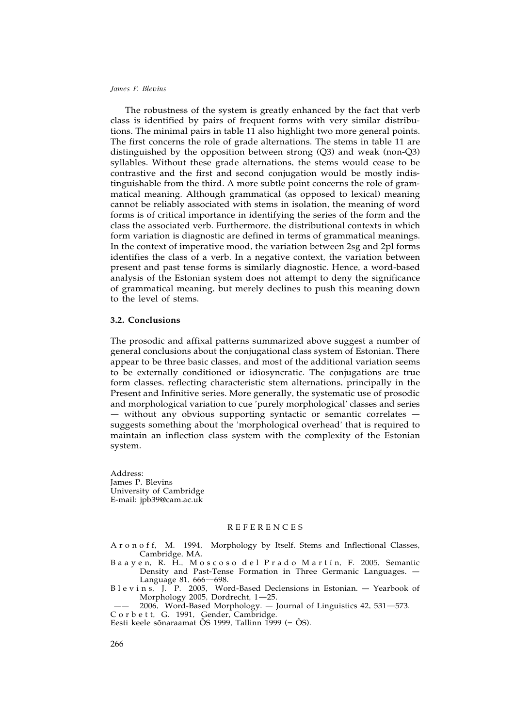The robustness of the system is greatly enhanced by the fact that verb class is identified by pairs of frequent forms with very similar distributions. The minimal pairs in table 11 also highlight two more general points. The first concerns the role of grade alternations. The stems in table 11 are distinguished by the opposition between strong (Q3) and weak (non-Q3) syllables. Without these grade alternations, the stems would cease to be contrastive and the first and second conjugation would be mostly indistinguishable from the third. A more subtle point concerns the role of grammatical meaning. Although grammatical (as opposed to lexical) meaning cannot be reliably associated with stems in isolation, the meaning of word forms is of critical importance in identifying the series of the form and the class the associated verb. Furthermore, the distributional contexts in which form variation is diagnostic are defined in terms of grammatical meanings. In the context of imperative mood, the variation between 2sg and 2pl forms identifies the class of a verb. In a negative context, the variation between present and past tense forms is similarly diagnostic. Hence, a word-based analysis of the Estonian system does not attempt to deny the significance of grammatical meaning, but merely declines to push this meaning down to the level of stems.

### 3.2. Conclusions

The prosodic and affixal patterns summarized above suggest a number of general conclusions about the conjugational class system of Estonian. There appear to be three basic classes, and most of the additional variation seems to be externally conditioned or idiosyncratic. The conjugations are true form classes, reflecting characteristic stem alternations, principally in the Present and Infinitive series. More generally, the systematic use of prosodic and morphological variation to cue 'purely morphological' classes and series — without any obvious supporting syntactic or semantic correlates — suggests something about the 'morphological overhead' that is required to maintain an inflection class system with the complexity of the Estonian system.

Address:
James P. Blevins
University of Cambridge
E-mail: jpb39@cam.ac.uk

## REFERENCES

A r o n o f f, M. 1994, Morphology by Itself. Stems and Inflectional Classes, Cambridge, MA.

B a a y e n, R. H., M o s c o s o d e l P r a d o M a r t í n, F. 2005, Semantic Density and Past-Tense Formation in Three Germanic Languages. — Language 81, 666—698.

B l e v i n s, J. P. 2005, Word-Based Declensions in Estonian. — Yearbook of Morphology 2005, Dordrecht, 1—25.

—— 2006, Word-Based Morphology. — Journal of Linguistics 42, 531—573.

C o r b e t t, G. 1991, Gender, Cambridge.

Eesti keele sõnaraamat ÕS 1999, Tallinn 1999 (= ÕS).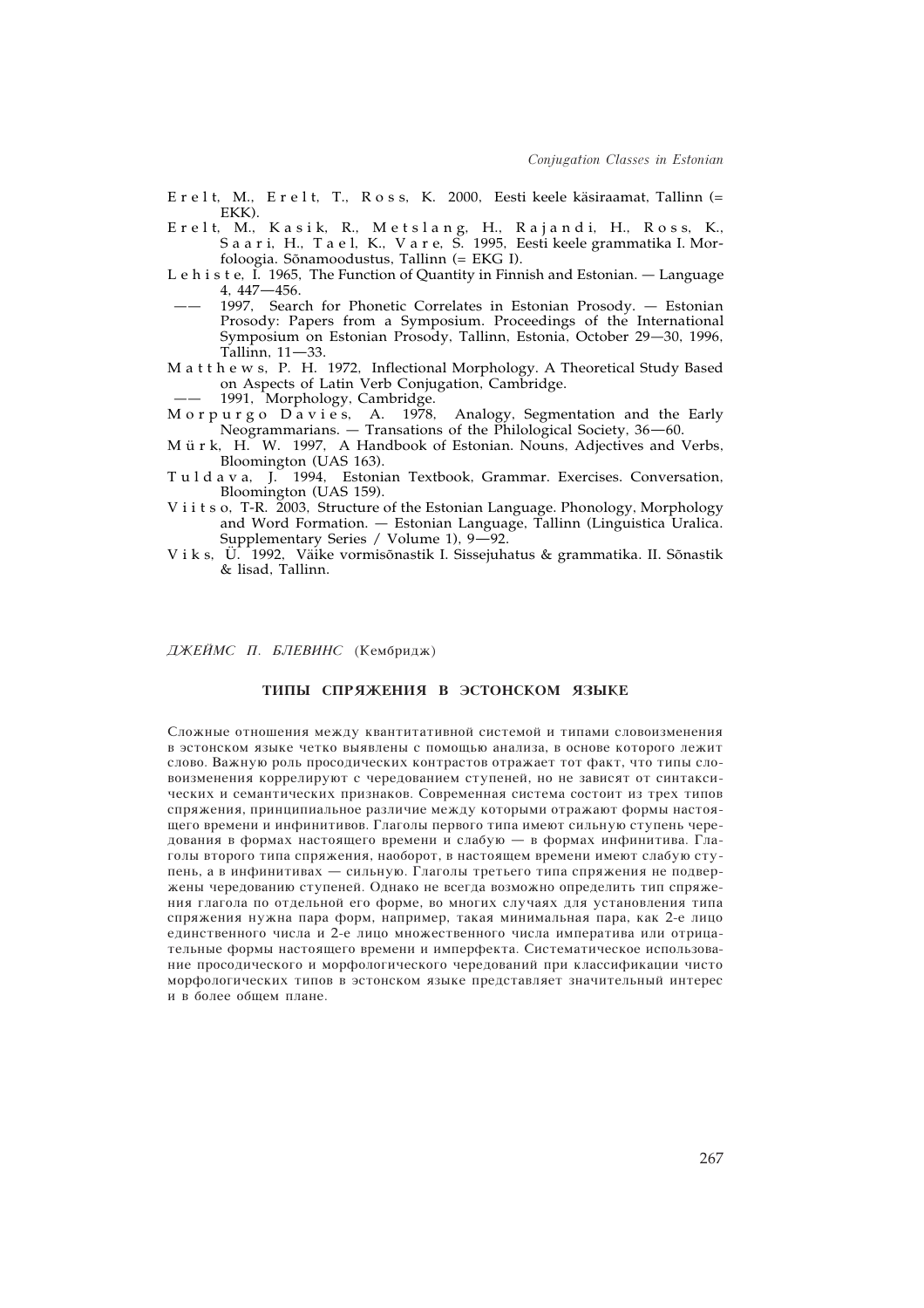Erelt, M., Erelt, T., Ross, K. 2000, Eesti keele käsiraamat, Tallinn (= EKK).

Erelt, M., Kasik, R., Metslang, H., Rajandi, H., Ross, K., Saari, H., Tael, K., Vare, S. 1995, Eesti keele grammatika I. Morfoloogia. Sõnamoodustus, Tallinn (= EKG I).

Lehiste, I. 1965, The Function of Quantity in Finnish and Estonian. — Language 4, 447—456.

—— 1997, Search for Phonetic Correlates in Estonian Prosody. — Estonian Prosody: Papers from a Symposium. Proceedings of the International Symposium on Estonian Prosody, Tallinn, Estonia, October 29—30, 1996, Tallinn, 11—33.

Matthews, P. H. 1972, Inflectional Morphology. A Theoretical Study Based on Aspects of Latin Verb Conjugation, Cambridge.

—— 1991, Morphology, Cambridge.

Morpurgo Davies, A. 1978, Analogy, Segmentation and the Early Neogrammarians. — Transations of the Philological Society, 36—60.

Mürk, H. W. 1997, A Handbook of Estonian. Nouns, Adjectives and Verbs, Bloomington (UAS 163).

Tuldava, J. 1994, Estonian Textbook, Grammar. Exercises. Conversation, Bloomington (UAS 159).

Viitso, T-R. 2003, Structure of the Estonian Language. Phonology, Morphology and Word Formation. — Estonian Language, Tallinn (Linguistica Uralica. Supplementary Series / Volume 1), 9—92.

Viks, Ü. 1992, Väike vormisõnastik I. Sissejuhatus & grammatika. II. Sõnastik & lisad, Tallinn.

*ДЖЕЙМС П. БЛЕВИНС* (Кембридж)

## ТИПЫ СПРЯЖЕНИЯ В ЭСТОНСКОМ ЯЗЫКЕ

Сложные отношения между квантитативной системой и типами словоизменения в эстонском языке четко выявлены с помощью анализа, в основе которого лежит слово. Важную роль просодических контрастов отражает тот факт, что типы словоизменения коррелируют с чередованием ступеней, но не зависят от синтаксических и семантических признаков. Современная система состоит из трех типов спряжения, принципиальное различие между которыми отражают формы настоящего времени и инфинитивов. Глаголы первого типа имеют сильную ступень чередования в формах настоящего времени и слабую — в формах инфинитива. Глаголы второго типа спряжения, наоборот, в настоящем времени имеют слабую ступень, а в инфинитивах — сильную. Глаголы третьего типа спряжения не подвержены чередованию ступеней. Однако не всегда возможно определить тип спряжения глагола по отдельной его форме, во многих случаях для установления типа спряжения нужна пара форм, например, такая минимальная пара, как 2-е лицо единственного числа и 2-е лицо множественного числа императива или отрицательные формы настоящего времени и имперфекта. Систематическое использование просодического и морфологического чередований при классификации чисто морфологических типов в эстонском языке представляет значительный интерес и в более общем плане.